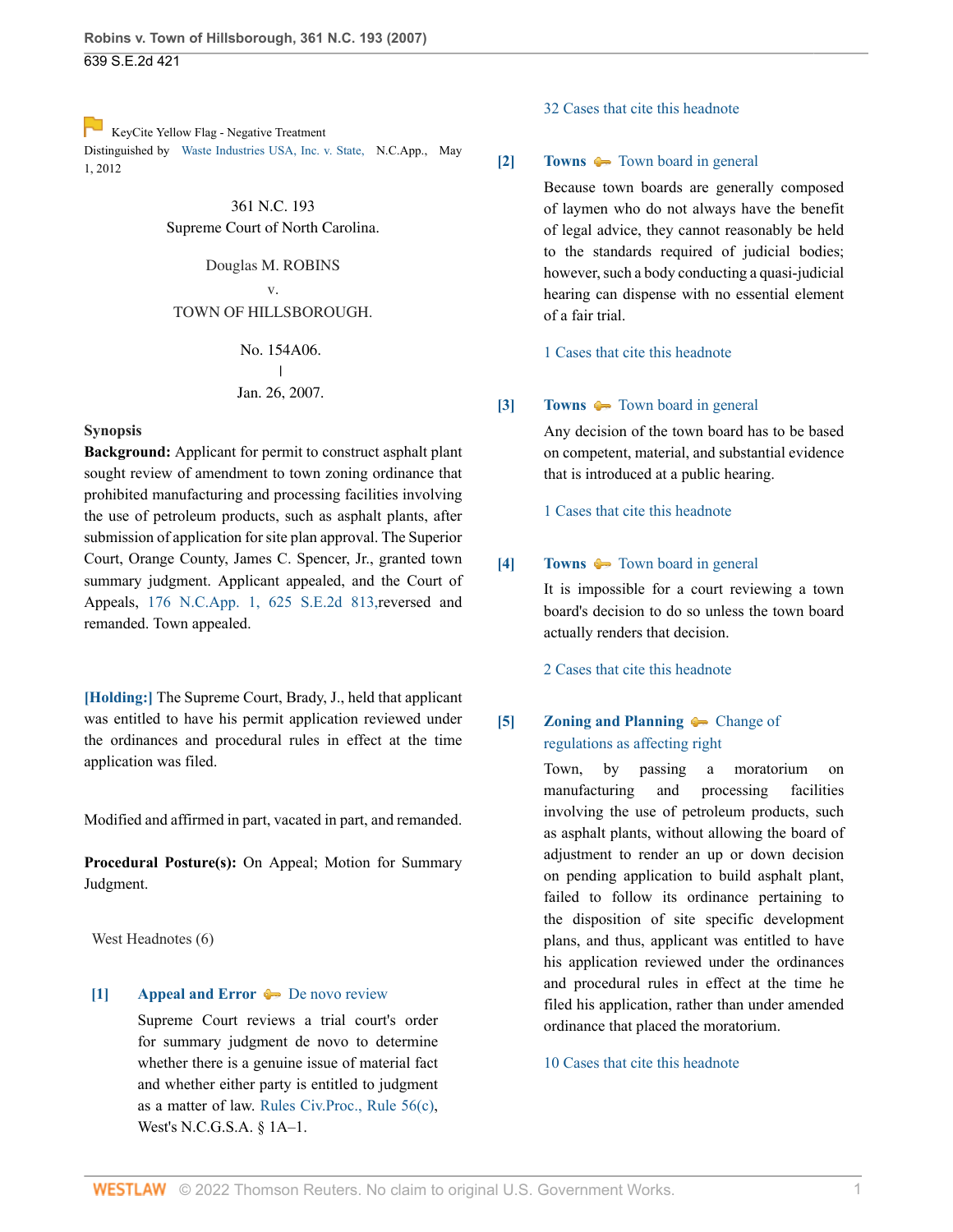KeyCite Yellow Flag - Negative Treatment
Distinguished by Waste Industries USA, Inc. v. State, N.C.App., May 1, 2012

361 N.C. 193
Supreme Court of North Carolina.

Douglas M. ROBINS
v.
TOWN OF HILLSBOROUGH.

No. 154A06.
|
Jan. 26, 2007.

**Synopsis**

**Background:** Applicant for permit to construct asphalt plant sought review of amendment to town zoning ordinance that prohibited manufacturing and processing facilities involving the use of petroleum products, such as asphalt plants, after submission of application for site plan approval. The Superior Court, Orange County, James C. Spencer, Jr., granted town summary judgment. Applicant appealed, and the Court of Appeals, 176 N.C.App. 1, 625 S.E.2d 813, reversed and remanded. Town appealed.

**[Holding:]** The Supreme Court, Brady, J., held that applicant was entitled to have his permit application reviewed under the ordinances and procedural rules in effect at the time application was filed.

Modified and affirmed in part, vacated in part, and remanded.

**Procedural Posture(s):** On Appeal; Motion for Summary Judgment.

West Headnotes (6)

**[1]** **Appeal and Error** De novo review

Supreme Court reviews a trial court's order for summary judgment de novo to determine whether there is a genuine issue of material fact and whether either party is entitled to judgment as a matter of law. Rules Civ.Proc., Rule 56(c), West's N.C.G.S.A. § 1A–1.

32 Cases that cite this headnote

**[2]** **Towns** Town board in general

Because town boards are generally composed of laymen who do not always have the benefit of legal advice, they cannot reasonably be held to the standards required of judicial bodies; however, such a body conducting a quasi-judicial hearing can dispense with no essential element of a fair trial.

1 Cases that cite this headnote

**[3]** **Towns** Town board in general

Any decision of the town board has to be based on competent, material, and substantial evidence that is introduced at a public hearing.

1 Cases that cite this headnote

**[4]** **Towns** Town board in general

It is impossible for a court reviewing a town board's decision to do so unless the town board actually renders that decision.

2 Cases that cite this headnote

**[5]** **Zoning and Planning** Change of regulations as affecting right

Town, by passing a moratorium on manufacturing and processing facilities involving the use of petroleum products, such as asphalt plants, without allowing the board of adjustment to render an up or down decision on pending application to build asphalt plant, failed to follow its ordinance pertaining to the disposition of site specific development plans, and thus, applicant was entitled to have his application reviewed under the ordinances and procedural rules in effect at the time he filed his application, rather than under amended ordinance that placed the moratorium.

10 Cases that cite this headnote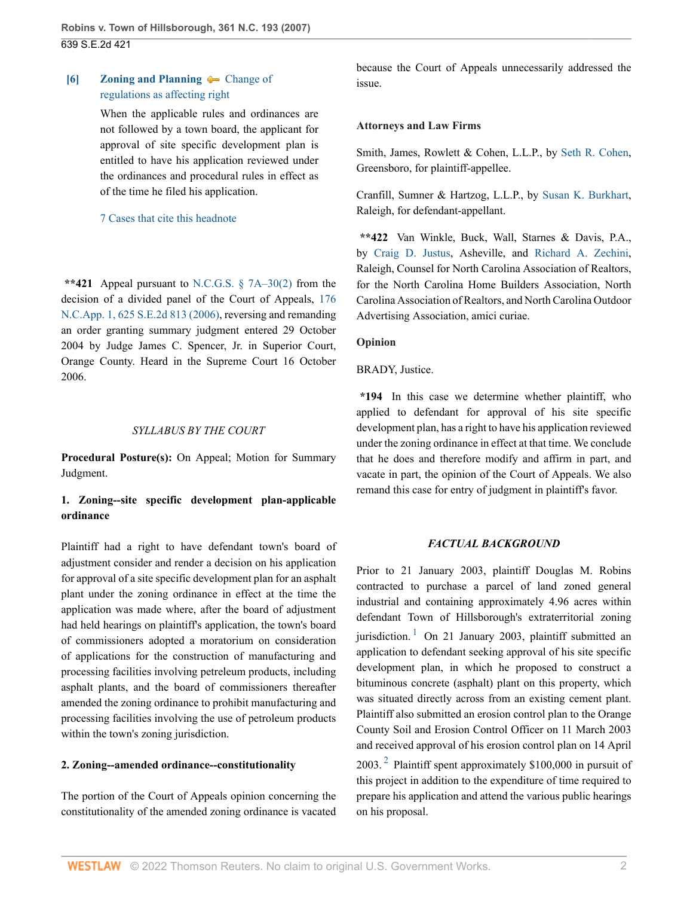**[6]** **Zoning and Planning** Change of regulations as affecting right

When the applicable rules and ordinances are not followed by a town board, the applicant for approval of site specific development plan is entitled to have his application reviewed under the ordinances and procedural rules in effect as of the time he filed his application.

7 Cases that cite this headnote

**\*\*421** Appeal pursuant to N.C.G.S. § 7A–30(2) from the decision of a divided panel of the Court of Appeals, 176 N.C.App. 1, 625 S.E.2d 813 (2006), reversing and remanding an order granting summary judgment entered 29 October 2004 by Judge James C. Spencer, Jr. in Superior Court, Orange County. Heard in the Supreme Court 16 October 2006.

*SYLLABUS BY THE COURT*

**Procedural Posture(s):** On Appeal; Motion for Summary Judgment.

**1. Zoning--site specific development plan-applicable ordinance**

Plaintiff had a right to have defendant town's board of adjustment consider and render a decision on his application for approval of a site specific development plan for an asphalt plant under the zoning ordinance in effect at the time the application was made where, after the board of adjustment had held hearings on plaintiff's application, the town's board of commissioners adopted a moratorium on consideration of applications for the construction of manufacturing and processing facilities involving petreleum products, including asphalt plants, and the board of commissioners thereafter amended the zoning ordinance to prohibit manufacturing and processing facilities involving the use of petroleum products within the town's zoning jurisdiction.

**2. Zoning--amended ordinance--constitutionality**

The portion of the Court of Appeals opinion concerning the constitutionality of the amended zoning ordinance is vacated because the Court of Appeals unnecessarily addressed the issue.

**Attorneys and Law Firms**

Smith, James, Rowlett & Cohen, L.L.P., by Seth R. Cohen, Greensboro, for plaintiff-appellee.

Cranfill, Sumner & Hartzog, L.L.P., by Susan K. Burkhart, Raleigh, for defendant-appellant.

**\*\*422** Van Winkle, Buck, Wall, Starnes & Davis, P.A., by Craig D. Justus, Asheville, and Richard A. Zechini, Raleigh, Counsel for North Carolina Association of Realtors, for the North Carolina Home Builders Association, North Carolina Association of Realtors, and North Carolina Outdoor Advertising Association, amici curiae.

**Opinion**

BRADY, Justice.

**\*194** In this case we determine whether plaintiff, who applied to defendant for approval of his site specific development plan, has a right to have his application reviewed under the zoning ordinance in effect at that time. We conclude that he does and therefore modify and affirm in part, and vacate in part, the opinion of the Court of Appeals. We also remand this case for entry of judgment in plaintiff's favor.

***FACTUAL BACKGROUND***

Prior to 21 January 2003, plaintiff Douglas M. Robins contracted to purchase a parcel of land zoned general industrial and containing approximately 4.96 acres within defendant Town of Hillsborough's extraterritorial zoning jurisdiction.[1] On 21 January 2003, plaintiff submitted an application to defendant seeking approval of his site specific development plan, in which he proposed to construct a bituminous concrete (asphalt) plant on this property, which was situated directly across from an existing cement plant. Plaintiff also submitted an erosion control plan to the Orange County Soil and Erosion Control Officer on 11 March 2003 and received approval of his erosion control plan on 14 April 2003.[2] Plaintiff spent approximately $100,000 in pursuit of this project in addition to the expenditure of time required to prepare his application and attend the various public hearings on his proposal.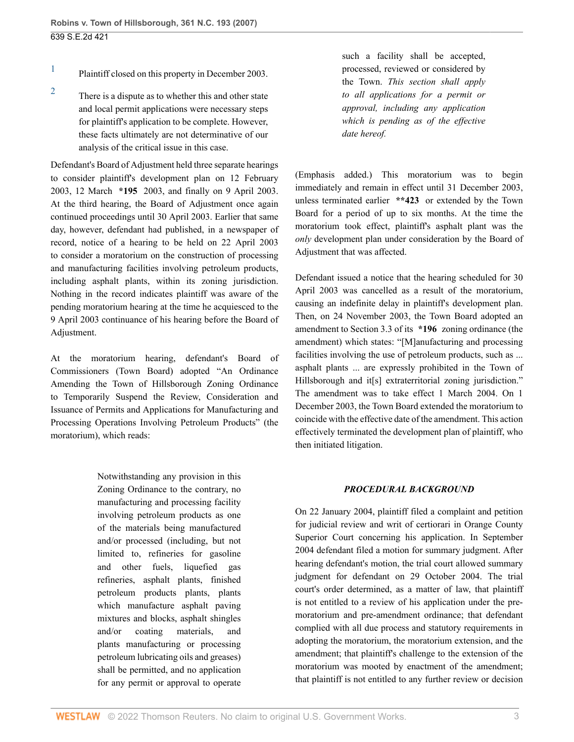1 Plaintiff closed on this property in December 2003.

2 There is a dispute as to whether this and other state and local permit applications were necessary steps for plaintiff's application to be complete. However, these facts ultimately are not determinative of our analysis of the critical issue in this case.

Defendant's Board of Adjustment held three separate hearings to consider plaintiff's development plan on 12 February 2003, 12 March **\*195** 2003, and finally on 9 April 2003. At the third hearing, the Board of Adjustment once again continued proceedings until 30 April 2003. Earlier that same day, however, defendant had published, in a newspaper of record, notice of a hearing to be held on 22 April 2003 to consider a moratorium on the construction of processing and manufacturing facilities involving petroleum products, including asphalt plants, within its zoning jurisdiction. Nothing in the record indicates plaintiff was aware of the pending moratorium hearing at the time he acquiesced to the 9 April 2003 continuance of his hearing before the Board of Adjustment.

At the moratorium hearing, defendant's Board of Commissioners (Town Board) adopted "An Ordinance Amending the Town of Hillsborough Zoning Ordinance to Temporarily Suspend the Review, Consideration and Issuance of Permits and Applications for Manufacturing and Processing Operations Involving Petroleum Products" (the moratorium), which reads:

> Notwithstanding any provision in this Zoning Ordinance to the contrary, no manufacturing and processing facility involving petroleum products as one of the materials being manufactured and/or processed (including, but not limited to, refineries for gasoline and other fuels, liquefied gas refineries, asphalt plants, finished petroleum products plants, plants which manufacture asphalt paving mixtures and blocks, asphalt shingles and/or coating materials, and plants manufacturing or processing petroleum lubricating oils and greases) shall be permitted, and no application for any permit or approval to operate such a facility shall be accepted, processed, reviewed or considered by the Town. *This section shall apply to all applications for a permit or approval, including any application which is pending as of the effective date hereof.*

(Emphasis added.) This moratorium was to begin immediately and remain in effect until 31 December 2003, unless terminated earlier **\*\*423** or extended by the Town Board for a period of up to six months. At the time the moratorium took effect, plaintiff's asphalt plant was the *only* development plan under consideration by the Board of Adjustment that was affected.

Defendant issued a notice that the hearing scheduled for 30 April 2003 was cancelled as a result of the moratorium, causing an indefinite delay in plaintiff's development plan. Then, on 24 November 2003, the Town Board adopted an amendment to Section 3.3 of its **\*196** zoning ordinance (the amendment) which states: "[M]anufacturing and processing facilities involving the use of petroleum products, such as ... asphalt plants ... are expressly prohibited in the Town of Hillsborough and it[s] extraterritorial zoning jurisdiction." The amendment was to take effect 1 March 2004. On 1 December 2003, the Town Board extended the moratorium to coincide with the effective date of the amendment. This action effectively terminated the development plan of plaintiff, who then initiated litigation.

### *PROCEDURAL BACKGROUND*

On 22 January 2004, plaintiff filed a complaint and petition for judicial review and writ of certiorari in Orange County Superior Court concerning his application. In September 2004 defendant filed a motion for summary judgment. After hearing defendant's motion, the trial court allowed summary judgment for defendant on 29 October 2004. The trial court's order determined, as a matter of law, that plaintiff is not entitled to a review of his application under the pre-moratorium and pre-amendment ordinance; that defendant complied with all due process and statutory requirements in adopting the moratorium, the moratorium extension, and the amendment; that plaintiff's challenge to the extension of the moratorium was mooted by enactment of the amendment; that plaintiff is not entitled to any further review or decision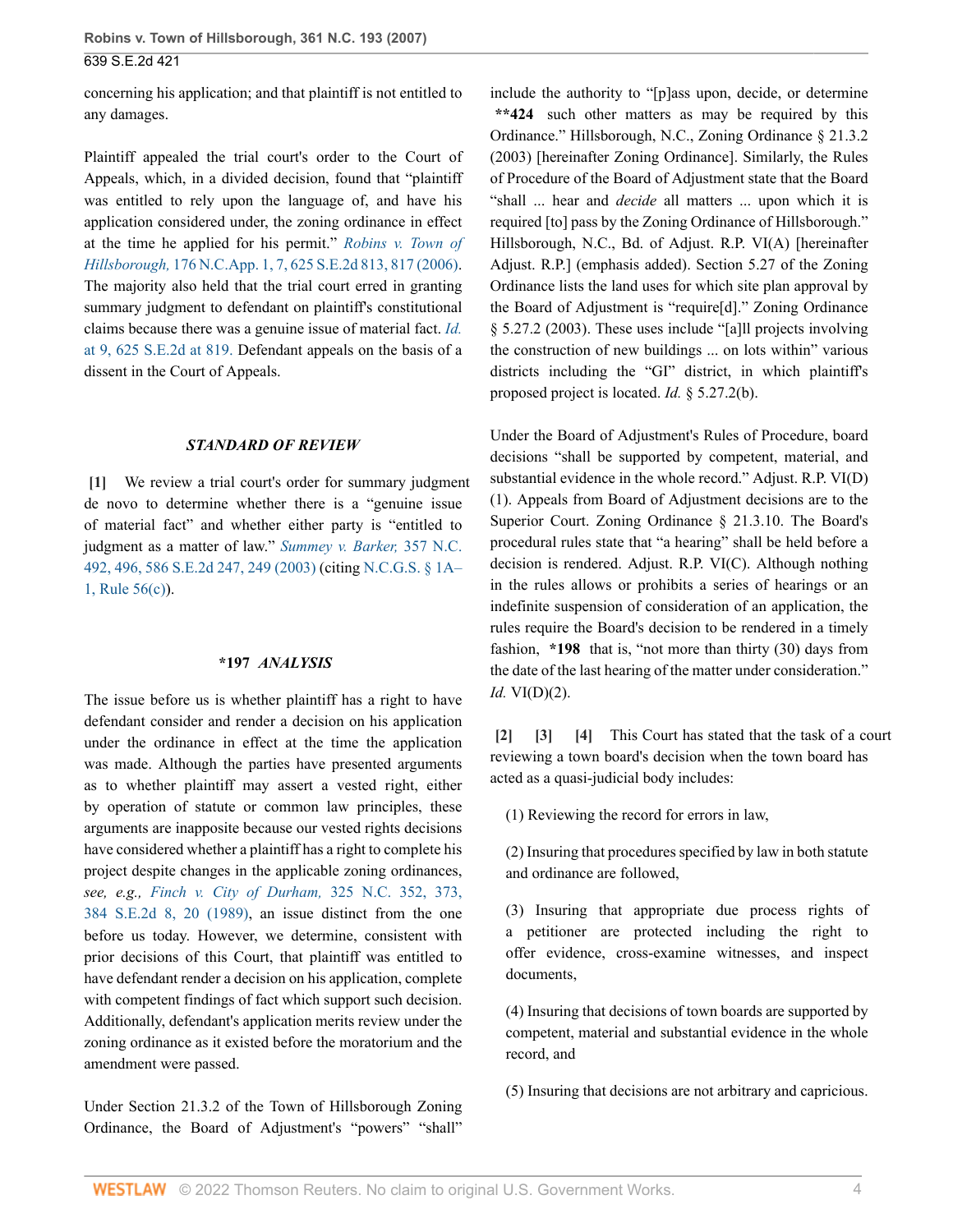concerning his application; and that plaintiff is not entitled to any damages.

Plaintiff appealed the trial court's order to the Court of Appeals, which, in a divided decision, found that "plaintiff was entitled to rely upon the language of, and have his application considered under, the zoning ordinance in effect at the time he applied for his permit." *Robins v. Town of Hillsborough,* 176 N.C.App. 1, 7, 625 S.E.2d 813, 817 (2006). The majority also held that the trial court erred in granting summary judgment to defendant on plaintiff's constitutional claims because there was a genuine issue of material fact. *Id.* at 9, 625 S.E.2d at 819. Defendant appeals on the basis of a dissent in the Court of Appeals.

### *STANDARD OF REVIEW*

**[1]** We review a trial court's order for summary judgment de novo to determine whether there is a "genuine issue of material fact" and whether either party is "entitled to judgment as a matter of law." *Summey v. Barker,* 357 N.C. 492, 496, 586 S.E.2d 247, 249 (2003) (citing N.C.G.S. § 1A–1, Rule 56(c)).

### **\*197** *ANALYSIS*

The issue before us is whether plaintiff has a right to have defendant consider and render a decision on his application under the ordinance in effect at the time the application was made. Although the parties have presented arguments as to whether plaintiff may assert a vested right, either by operation of statute or common law principles, these arguments are inapposite because our vested rights decisions have considered whether a plaintiff has a right to complete his project despite changes in the applicable zoning ordinances, *see, e.g., Finch v. City of Durham,* 325 N.C. 352, 373, 384 S.E.2d 8, 20 (1989), an issue distinct from the one before us today. However, we determine, consistent with prior decisions of this Court, that plaintiff was entitled to have defendant render a decision on his application, complete with competent findings of fact which support such decision. Additionally, defendant's application merits review under the zoning ordinance as it existed before the moratorium and the amendment were passed.

Under Section 21.3.2 of the Town of Hillsborough Zoning Ordinance, the Board of Adjustment's "powers" "shall" include the authority to "[p]ass upon, decide, or determine **\*\*424** such other matters as may be required by this Ordinance." Hillsborough, N.C., Zoning Ordinance § 21.3.2 (2003) [hereinafter Zoning Ordinance]. Similarly, the Rules of Procedure of the Board of Adjustment state that the Board "shall ... hear and *decide* all matters ... upon which it is required [to] pass by the Zoning Ordinance of Hillsborough." Hillsborough, N.C., Bd. of Adjust. R.P. VI(A) [hereinafter Adjust. R.P.] (emphasis added). Section 5.27 of the Zoning Ordinance lists the land uses for which site plan approval by the Board of Adjustment is "require[d]." Zoning Ordinance § 5.27.2 (2003). These uses include "[a]ll projects involving the construction of new buildings ... on lots within" various districts including the "GI" district, in which plaintiff's proposed project is located. *Id.* § 5.27.2(b).

Under the Board of Adjustment's Rules of Procedure, board decisions "shall be supported by competent, material, and substantial evidence in the whole record." Adjust. R.P. VI(D)(1). Appeals from Board of Adjustment decisions are to the Superior Court. Zoning Ordinance § 21.3.10. The Board's procedural rules state that "a hearing" shall be held before a decision is rendered. Adjust. R.P. VI(C). Although nothing in the rules allows or prohibits a series of hearings or an indefinite suspension of consideration of an application, the rules require the Board's decision to be rendered in a timely fashion, **\*198** that is, "not more than thirty (30) days from the date of the last hearing of the matter under consideration." *Id.* VI(D)(2).

**[2] [3] [4]** This Court has stated that the task of a court reviewing a town board's decision when the town board has acted as a quasi-judicial body includes:

> (1) Reviewing the record for errors in law,
>
> (2) Insuring that procedures specified by law in both statute and ordinance are followed,
>
> (3) Insuring that appropriate due process rights of a petitioner are protected including the right to offer evidence, cross-examine witnesses, and inspect documents,
>
> (4) Insuring that decisions of town boards are supported by competent, material and substantial evidence in the whole record, and
>
> (5) Insuring that decisions are not arbitrary and capricious.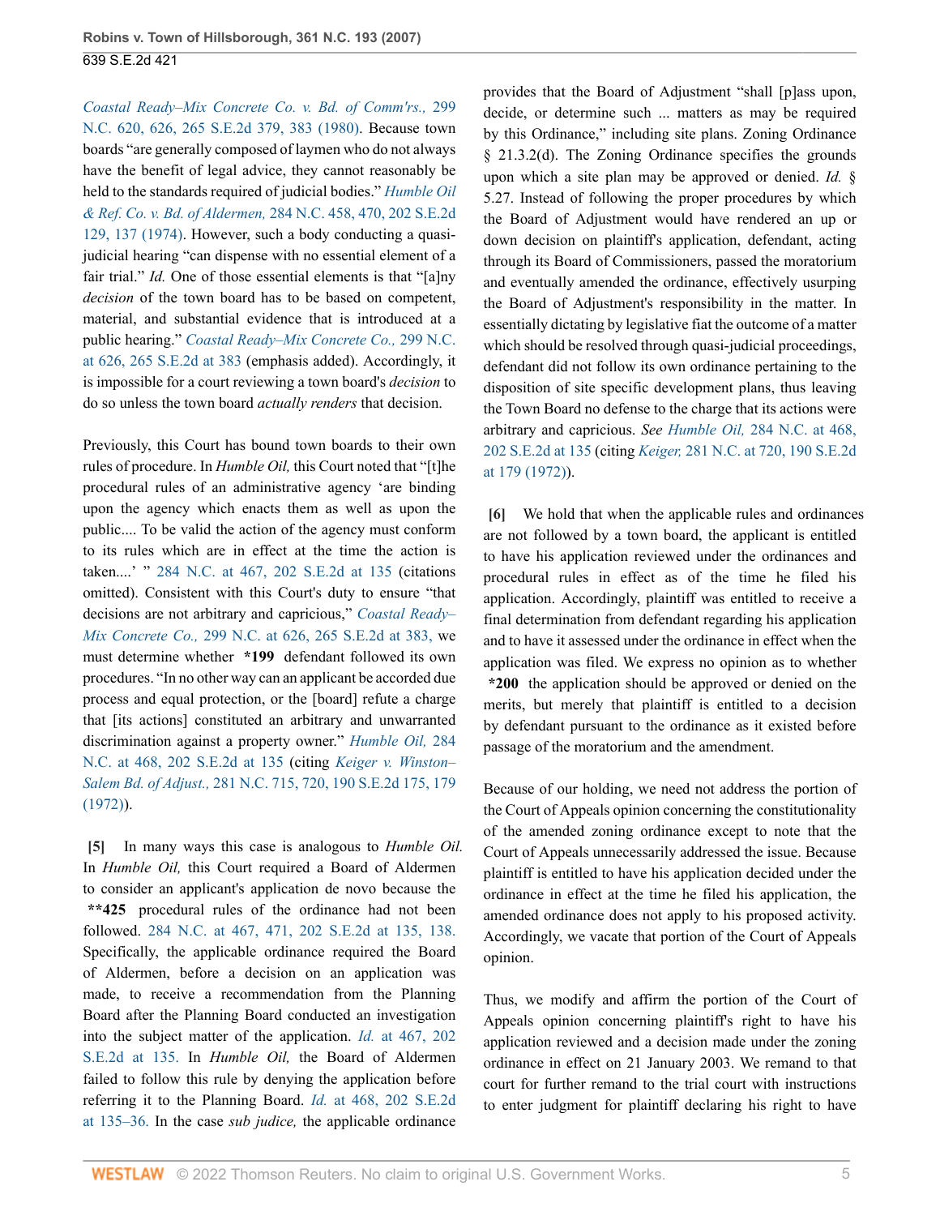*Coastal Ready–Mix Concrete Co. v. Bd. of Comm'rs.,* 299 N.C. 620, 626, 265 S.E.2d 379, 383 (1980). Because town boards "are generally composed of laymen who do not always have the benefit of legal advice, they cannot reasonably be held to the standards required of judicial bodies." *Humble Oil & Ref. Co. v. Bd. of Aldermen,* 284 N.C. 458, 470, 202 S.E.2d 129, 137 (1974). However, such a body conducting a quasi-judicial hearing "can dispense with no essential element of a fair trial." *Id.* One of those essential elements is that "[a]ny *decision* of the town board has to be based on competent, material, and substantial evidence that is introduced at a public hearing." *Coastal Ready–Mix Concrete Co.,* 299 N.C. at 626, 265 S.E.2d at 383 (emphasis added). Accordingly, it is impossible for a court reviewing a town board's *decision* to do so unless the town board *actually renders* that decision.

Previously, this Court has bound town boards to their own rules of procedure. In *Humble Oil,* this Court noted that "[t]he procedural rules of an administrative agency 'are binding upon the agency which enacts them as well as upon the public.... To be valid the action of the agency must conform to its rules which are in effect at the time the action is taken....' " 284 N.C. at 467, 202 S.E.2d at 135 (citations omitted). Consistent with this Court's duty to ensure "that decisions are not arbitrary and capricious," *Coastal Ready–Mix Concrete Co.,* 299 N.C. at 626, 265 S.E.2d at 383, we must determine whether **\*199** defendant followed its own procedures. "In no other way can an applicant be accorded due process and equal protection, or the [board] refute a charge that [its actions] constituted an arbitrary and unwarranted discrimination against a property owner." *Humble Oil,* 284 N.C. at 468, 202 S.E.2d at 135 (citing *Keiger v. Winston–Salem Bd. of Adjust.,* 281 N.C. 715, 720, 190 S.E.2d 175, 179 (1972)).

**[5]** In many ways this case is analogous to *Humble Oil.* In *Humble Oil,* this Court required a Board of Aldermen to consider an applicant's application de novo because the **\*\*425** procedural rules of the ordinance had not been followed. 284 N.C. at 467, 471, 202 S.E.2d at 135, 138. Specifically, the applicable ordinance required the Board of Aldermen, before a decision on an application was made, to receive a recommendation from the Planning Board after the Planning Board conducted an investigation into the subject matter of the application. *Id.* at 467, 202 S.E.2d at 135. In *Humble Oil,* the Board of Aldermen failed to follow this rule by denying the application before referring it to the Planning Board. *Id.* at 468, 202 S.E.2d at 135–36. In the case *sub judice,* the applicable ordinance provides that the Board of Adjustment "shall [p]ass upon, decide, or determine such ... matters as may be required by this Ordinance," including site plans. Zoning Ordinance § 21.3.2(d). The Zoning Ordinance specifies the grounds upon which a site plan may be approved or denied. *Id.* § 5.27. Instead of following the proper procedures by which the Board of Adjustment would have rendered an up or down decision on plaintiff's application, defendant, acting through its Board of Commissioners, passed the moratorium and eventually amended the ordinance, effectively usurping the Board of Adjustment's responsibility in the matter. In essentially dictating by legislative fiat the outcome of a matter which should be resolved through quasi-judicial proceedings, defendant did not follow its own ordinance pertaining to the disposition of site specific development plans, thus leaving the Town Board no defense to the charge that its actions were arbitrary and capricious. *See Humble Oil,* 284 N.C. at 468, 202 S.E.2d at 135 (citing *Keiger,* 281 N.C. at 720, 190 S.E.2d at 179 (1972)).

**[6]** We hold that when the applicable rules and ordinances are not followed by a town board, the applicant is entitled to have his application reviewed under the ordinances and procedural rules in effect as of the time he filed his application. Accordingly, plaintiff was entitled to receive a final determination from defendant regarding his application and to have it assessed under the ordinance in effect when the application was filed. We express no opinion as to whether **\*200** the application should be approved or denied on the merits, but merely that plaintiff is entitled to a decision by defendant pursuant to the ordinance as it existed before passage of the moratorium and the amendment.

Because of our holding, we need not address the portion of the Court of Appeals opinion concerning the constitutionality of the amended zoning ordinance except to note that the Court of Appeals unnecessarily addressed the issue. Because plaintiff is entitled to have his application decided under the ordinance in effect at the time he filed his application, the amended ordinance does not apply to his proposed activity. Accordingly, we vacate that portion of the Court of Appeals opinion.

Thus, we modify and affirm the portion of the Court of Appeals opinion concerning plaintiff's right to have his application reviewed and a decision made under the zoning ordinance in effect on 21 January 2003. We remand to that court for further remand to the trial court with instructions to enter judgment for plaintiff declaring his right to have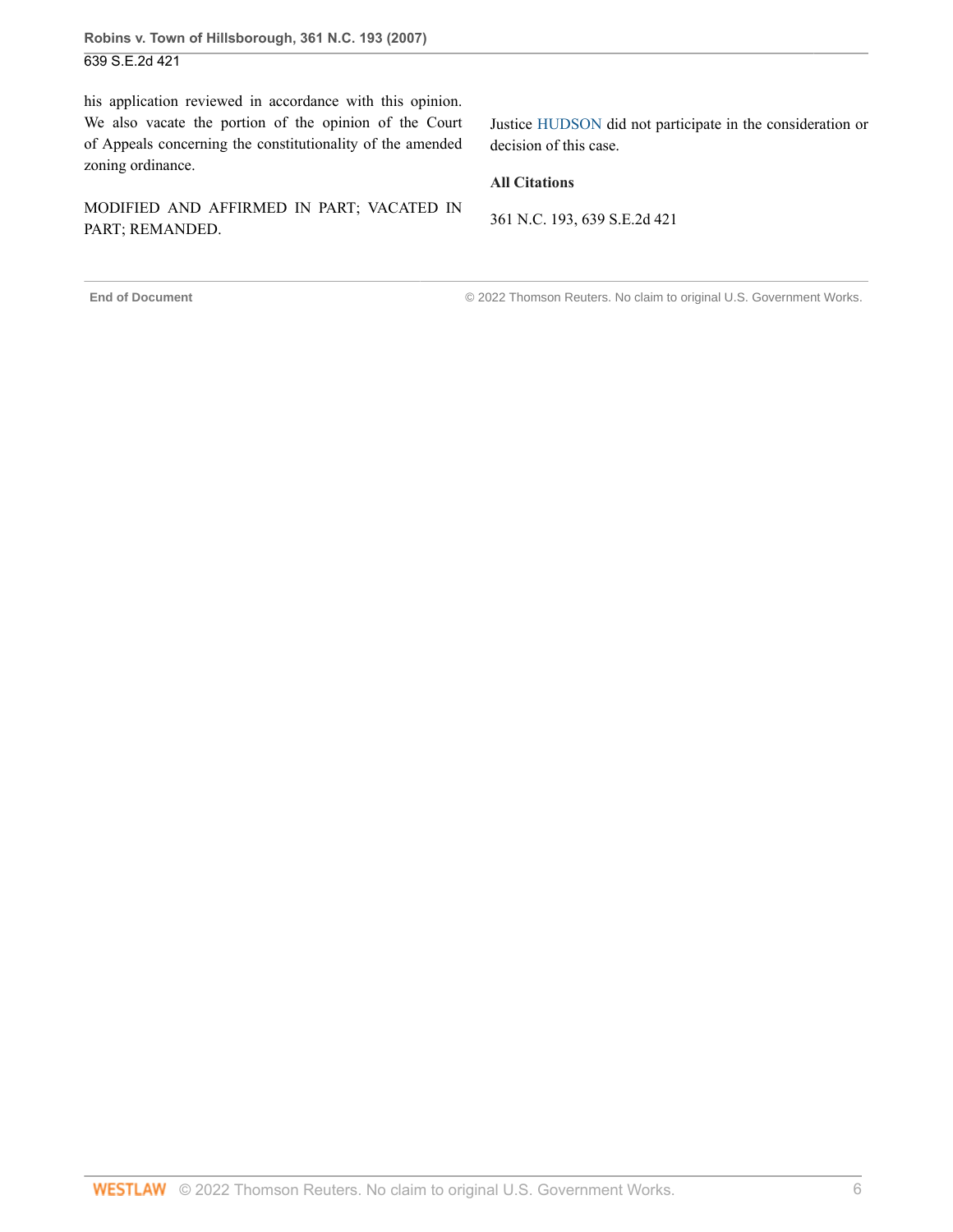his application reviewed in accordance with this opinion. We also vacate the portion of the opinion of the Court of Appeals concerning the constitutionality of the amended zoning ordinance.

MODIFIED AND AFFIRMED IN PART; VACATED IN PART; REMANDED.

Justice HUDSON did not participate in the consideration or decision of this case.

**All Citations**

361 N.C. 193, 639 S.E.2d 421

**End of Document** © 2022 Thomson Reuters. No claim to original U.S. Government Works.